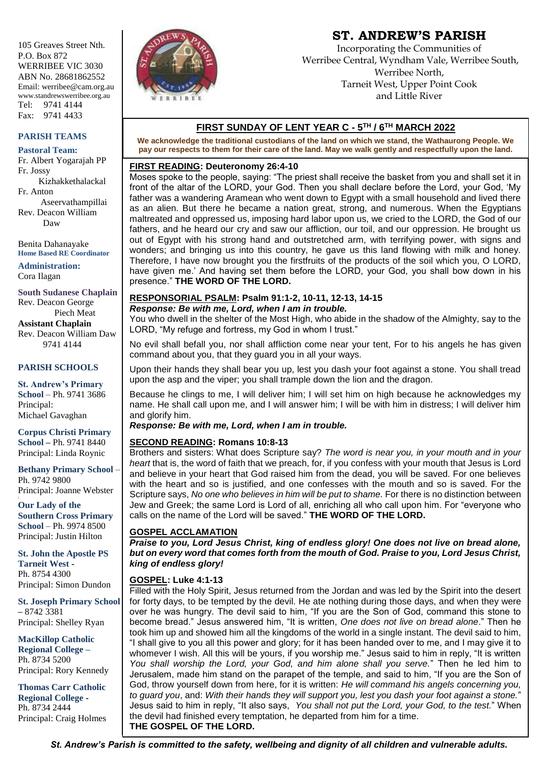# ST. ANDREW'S PARISH

Incorporating the Communities of
Werribee Central, Wyndham Vale, Werribee South,
Werribee North,
Tarneit West, Upper Point Cook
and Little River

105 Greaves Street Nth.
P.O. Box 872
WERRIBEE VIC 3030
ABN No. 28681862552
Email: werribee@cam.org.au
www.standrewswerribee.org.au
Tel: 9741 4144
Fax: 9741 4433

**PARISH TEAMS**

**Pastoral Team:**
Fr. Albert Yogarajah PP
Fr. Jossy Kizhakkethalackal
Fr. Anton Aseervathampillai
Rev. Deacon William Daw

Benita Dahanayake
**Home Based RE Coordinator**

**Administration:**
Cora Ilagan

**South Sudanese Chaplain**
Rev. Deacon George Piech Meat
**Assistant Chaplain**
Rev. Deacon William Daw
9741 4144

**PARISH SCHOOLS**

**St. Andrew's Primary School** – Ph. 9741 3686
Principal: Michael Gavaghan

**Corpus Christi Primary School** – Ph. 9741 8440
Principal: Linda Roynic

**Bethany Primary School** – Ph. 9742 9800
Principal: Joanne Webster

**Our Lady of the Southern Cross Primary School** – Ph. 9974 8500
Principal: Justin Hilton

**St. John the Apostle PS Tarneit West** - Ph. 8754 4300
Principal: Simon Dundon

**St. Joseph Primary School** – 8742 3381
Principal: Shelley Ryan

**MacKillop Catholic Regional College** – Ph. 8734 5200
Principal: Rory Kennedy

**Thomas Carr Catholic Regional College** - Ph. 8734 2444
Principal: Craig Holmes

## FIRST SUNDAY OF LENT YEAR C - 5TH / 6TH MARCH 2022

**We acknowledge the traditional custodians of the land on which we stand, the Wathaurong People. We pay our respects to them for their care of the land. May we walk gently and respectfully upon the land.**

**FIRST READING: Deuteronomy 26:4-10**

Moses spoke to the people, saying: "The priest shall receive the basket from you and shall set it in front of the altar of the LORD, your God. Then you shall declare before the Lord, your God, 'My father was a wandering Aramean who went down to Egypt with a small household and lived there as an alien. But there he became a nation great, strong, and numerous. When the Egyptians maltreated and oppressed us, imposing hard labor upon us, we cried to the LORD, the God of our fathers, and he heard our cry and saw our affliction, our toil, and our oppression. He brought us out of Egypt with his strong hand and outstretched arm, with terrifying power, with signs and wonders; and bringing us into this country, he gave us this land flowing with milk and honey. Therefore, I have now brought you the firstfruits of the products of the soil which you, O LORD, have given me.' And having set them before the LORD, your God, you shall bow down in his presence." **THE WORD OF THE LORD.**

**RESPONSORIAL PSALM: Psalm 91:1-2, 10-11, 12-13, 14-15**

***Response: Be with me, Lord, when I am in trouble.***

You who dwell in the shelter of the Most High, who abide in the shadow of the Almighty, say to the LORD, "My refuge and fortress, my God in whom I trust."

No evil shall befall you, nor shall affliction come near your tent, For to his angels he has given command about you, that they guard you in all your ways.

Upon their hands they shall bear you up, lest you dash your foot against a stone. You shall tread upon the asp and the viper; you shall trample down the lion and the dragon.

Because he clings to me, I will deliver him; I will set him on high because he acknowledges my name. He shall call upon me, and I will answer him; I will be with him in distress; I will deliver him and glorify him.

***Response: Be with me, Lord, when I am in trouble.***

**SECOND READING: Romans 10:8-13**

Brothers and sisters: What does Scripture say? *The word is near you, in your mouth and in your heart* that is, the word of faith that we preach, for, if you confess with your mouth that Jesus is Lord and believe in your heart that God raised him from the dead, you will be saved. For one believes with the heart and so is justified, and one confesses with the mouth and so is saved. For the Scripture says, *No one who believes in him will be put to shame.* For there is no distinction between Jew and Greek; the same Lord is Lord of all, enriching all who call upon him. For "everyone who calls on the name of the Lord will be saved." **THE WORD OF THE LORD.**

**GOSPEL ACCLAMATION**

***Praise to you, Lord Jesus Christ, king of endless glory! One does not live on bread alone, but on every word that comes forth from the mouth of God. Praise to you, Lord Jesus Christ, king of endless glory!***

**GOSPEL: Luke 4:1-13**

Filled with the Holy Spirit, Jesus returned from the Jordan and was led by the Spirit into the desert for forty days, to be tempted by the devil. He ate nothing during those days, and when they were over he was hungry. The devil said to him, "If you are the Son of God, command this stone to become bread." Jesus answered him, "It is written, *One does not live on bread alone*." Then he took him up and showed him all the kingdoms of the world in a single instant. The devil said to him, "I shall give to you all this power and glory; for it has been handed over to me, and I may give it to whomever I wish. All this will be yours, if you worship me." Jesus said to him in reply, "It is written *You shall worship the Lord, your God, and him alone shall you serve.*" Then he led him to Jerusalem, made him stand on the parapet of the temple, and said to him, "If you are the Son of God, throw yourself down from here, for it is written: *He will command his angels concerning you, to guard you*, and: *With their hands they will support you, lest you dash your foot against a stone.*" Jesus said to him in reply, "It also says, *You shall not put the Lord, your God, to the test.*" When the devil had finished every temptation, he departed from him for a time.
**THE GOSPEL OF THE LORD.**

***St. Andrew's Parish is committed to the safety, wellbeing and dignity of all children and vulnerable adults.***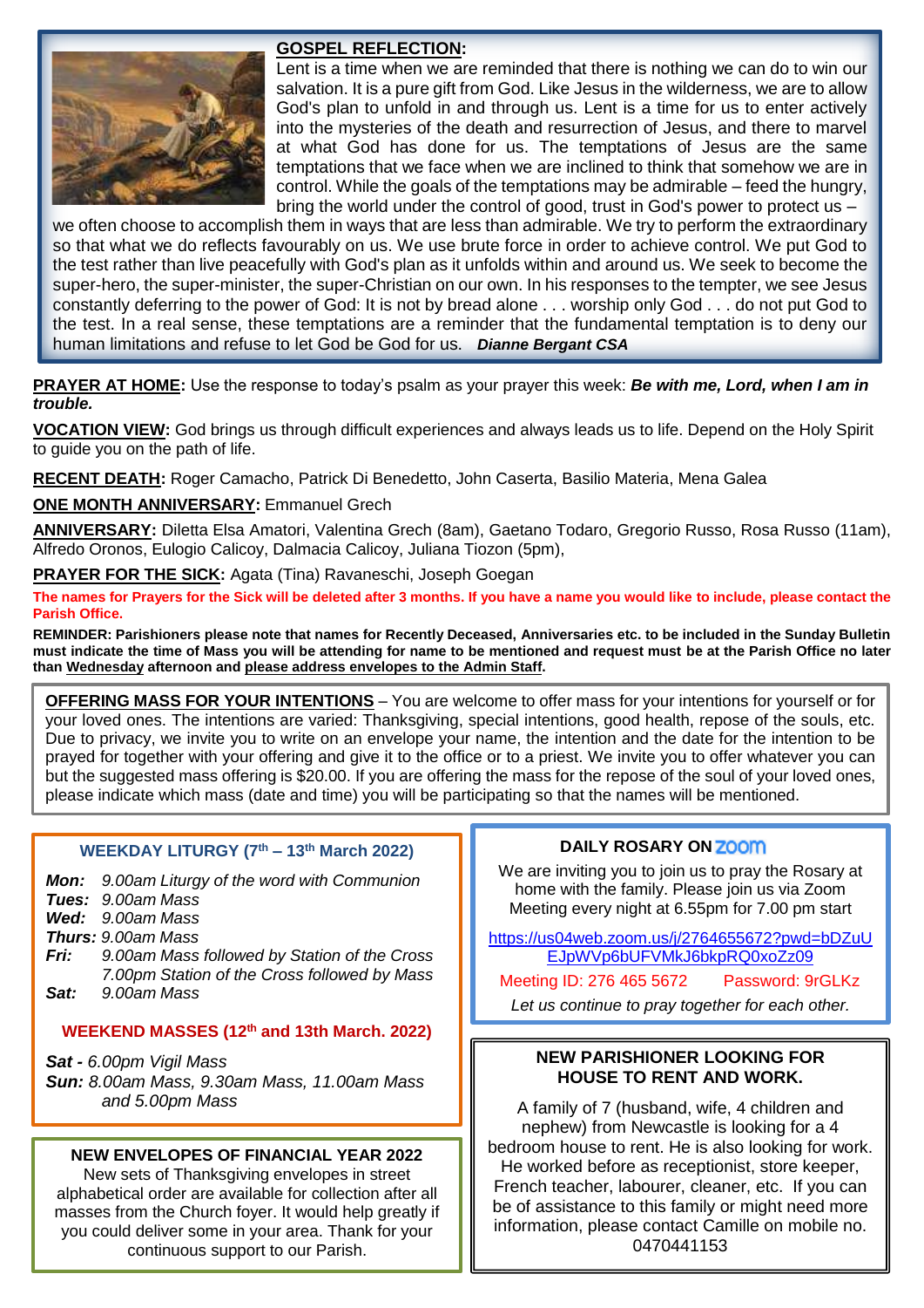## GOSPEL REFLECTION:

Lent is a time when we are reminded that there is nothing we can do to win our salvation. It is a pure gift from God. Like Jesus in the wilderness, we are to allow God's plan to unfold in and through us. Lent is a time for us to enter actively into the mysteries of the death and resurrection of Jesus, and there to marvel at what God has done for us. The temptations of Jesus are the same temptations that we face when we are inclined to think that somehow we are in control. While the goals of the temptations may be admirable – feed the hungry, bring the world under the control of good, trust in God's power to protect us – we often choose to accomplish them in ways that are less than admirable. We try to perform the extraordinary so that what we do reflects favourably on us. We use brute force in order to achieve control. We put God to the test rather than live peacefully with God's plan as it unfolds within and around us. We seek to become the super-hero, the super-minister, the super-Christian on our own. In his responses to the tempter, we see Jesus constantly deferring to the power of God: It is not by bread alone . . . worship only God . . . do not put God to the test. In a real sense, these temptations are a reminder that the fundamental temptation is to deny our human limitations and refuse to let God be God for us. ***Dianne Bergant CSA***

**PRAYER AT HOME:** Use the response to today's psalm as your prayer this week: ***Be with me, Lord, when I am in trouble.***

**VOCATION VIEW:** God brings us through difficult experiences and always leads us to life. Depend on the Holy Spirit to guide you on the path of life.

**RECENT DEATH:** Roger Camacho, Patrick Di Benedetto, John Caserta, Basilio Materia, Mena Galea

**ONE MONTH ANNIVERSARY:** Emmanuel Grech

**ANNIVERSARY:** Diletta Elsa Amatori, Valentina Grech (8am), Gaetano Todaro, Gregorio Russo, Rosa Russo (11am), Alfredo Oronos, Eulogio Calicoy, Dalmacia Calicoy, Juliana Tiozon (5pm),

**PRAYER FOR THE SICK:** Agata (Tina) Ravaneschi, Joseph Goegan

**The names for Prayers for the Sick will be deleted after 3 months. If you have a name you would like to include, please contact the Parish Office.**

**REMINDER: Parishioners please note that names for Recently Deceased, Anniversaries etc. to be included in the Sunday Bulletin must indicate the time of Mass you will be attending for name to be mentioned and request must be at the Parish Office no later than Wednesday afternoon and please address envelopes to the Admin Staff.**

**OFFERING MASS FOR YOUR INTENTIONS** – You are welcome to offer mass for your intentions for yourself or for your loved ones. The intentions are varied: Thanksgiving, special intentions, good health, repose of the souls, etc. Due to privacy, we invite you to write on an envelope your name, the intention and the date for the intention to be prayed for together with your offering and give it to the office or to a priest. We invite you to offer whatever you can but the suggested mass offering is $20.00. If you are offering the mass for the repose of the soul of your loved ones, please indicate which mass (date and time) you will be participating so that the names will be mentioned.

### WEEKDAY LITURGY (7th – 13th March 2022)

***Mon:*** *9.00am Liturgy of the word with Communion*
***Tues:*** *9.00am Mass*
***Wed:*** *9.00am Mass*
***Thurs:*** *9.00am Mass*
***Fri:*** *9.00am Mass followed by Station of the Cross*
*7.00pm Station of the Cross followed by Mass*
***Sat:*** *9.00am Mass*

### WEEKEND MASSES (12th and 13th March. 2022)

***Sat -*** *6.00pm Vigil Mass*
***Sun:*** *8.00am Mass, 9.30am Mass, 11.00am Mass and 5.00pm Mass*

### NEW ENVELOPES OF FINANCIAL YEAR 2022

New sets of Thanksgiving envelopes in street alphabetical order are available for collection after all masses from the Church foyer. It would help greatly if you could deliver some in your area. Thank for your continuous support to our Parish.

### DAILY ROSARY ON zoom

We are inviting you to join us to pray the Rosary at home with the family. Please join us via Zoom Meeting every night at 6.55pm for 7.00 pm start

https://us04web.zoom.us/j/2764655672?pwd=bDZuUEJpWVp6bUFVMkJ6bkpRQ0xoZz09

Meeting ID: 276 465 5672 Password: 9rGLKz

*Let us continue to pray together for each other.*

### NEW PARISHIONER LOOKING FOR HOUSE TO RENT AND WORK.

A family of 7 (husband, wife, 4 children and nephew) from Newcastle is looking for a 4 bedroom house to rent. He is also looking for work. He worked before as receptionist, store keeper, French teacher, labourer, cleaner, etc. If you can be of assistance to this family or might need more information, please contact Camille on mobile no. 0470441153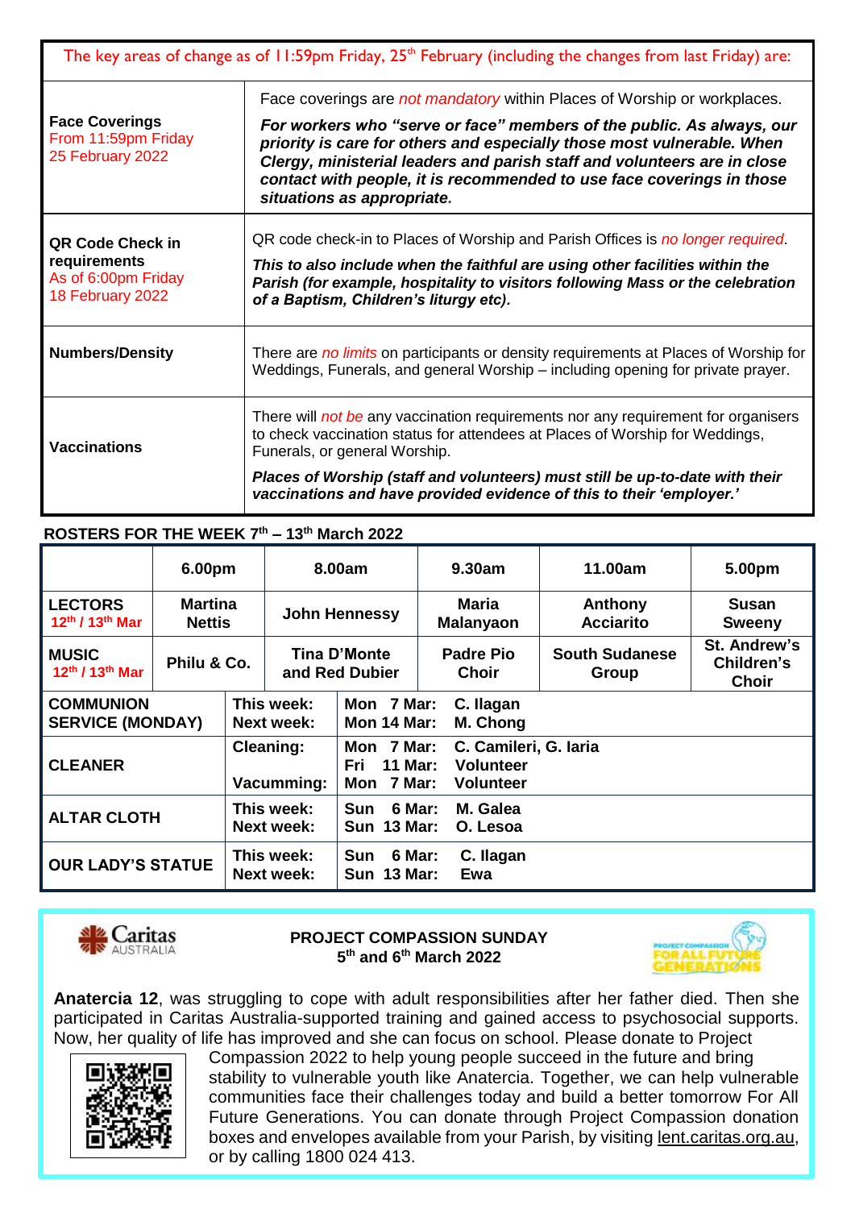The key areas of change as of 11:59pm Friday, 25th February (including the changes from last Friday) are:

| | |
|---|---|
| **Face Coverings** From 11:59pm Friday 25 February 2022 | Face coverings are *not mandatory* within Places of Worship or workplaces. ***For workers who "serve or face" members of the public. As always, our priority is care for others and especially those most vulnerable. When Clergy, ministerial leaders and parish staff and volunteers are in close contact with people, it is recommended to use face coverings in those situations as appropriate.*** |
| **QR Code Check in requirements** As of 6:00pm Friday 18 February 2022 | QR code check-in to Places of Worship and Parish Offices is *no longer required*. ***This to also include when the faithful are using other facilities within the Parish (for example, hospitality to visitors following Mass or the celebration of a Baptism, Children's liturgy etc).*** |
| **Numbers/Density** | There are *no limits* on participants or density requirements at Places of Worship for Weddings, Funerals, and general Worship – including opening for private prayer. |
| **Vaccinations** | There will *not be* any vaccination requirements nor any requirement for organisers to check vaccination status for attendees at Places of Worship for Weddings, Funerals, or general Worship. ***Places of Worship (staff and volunteers) must still be up-to-date with their vaccinations and have provided evidence of this to their 'employer.'*** |

**ROSTERS FOR THE WEEK 7th – 13th March 2022**

| | 6.00pm | 8.00am | 9.30am | 11.00am | 5.00pm |
|---|---|---|---|---|---|
| **LECTORS** 12th / 13th Mar | **Martina Nettis** | **John Hennessy** | **Maria Malanyaon** | **Anthony Acciarito** | **Susan Sweeny** |
| **MUSIC** 12th / 13th Mar | **Philu & Co.** | **Tina D'Monte and Red Dubier** | **Padre Pio Choir** | **South Sudanese Group** | **St. Andrew's Children's Choir** |

| | | | |
|---|---|---|---|
| **COMMUNION SERVICE (MONDAY)** | **This week:** **Next week:** | **Mon 7 Mar:** **Mon 14 Mar:** | **C. Ilagan** **M. Chong** |
| **CLEANER** | **Cleaning:** **Vacumming:** | **Mon 7 Mar:** **Fri 11 Mar:** **Mon 7 Mar:** | **C. Camileri, G. Iaria** **Volunteer** **Volunteer** |
| **ALTAR CLOTH** | **This week:** **Next week:** | **Sun 6 Mar:** **Sun 13 Mar:** | **M. Galea** **O. Lesoa** |
| **OUR LADY'S STATUE** | **This week:** **Next week:** | **Sun 6 Mar:** **Sun 13 Mar:** | **C. Ilagan** **Ewa** |

Caritas AUSTRALIA

**PROJECT COMPASSION SUNDAY**
**5th and 6th March 2022**

**Anatercia 12**, was struggling to cope with adult responsibilities after her father died. Then she participated in Caritas Australia-supported training and gained access to psychosocial supports. Now, her quality of life has improved and she can focus on school. Please donate to Project Compassion 2022 to help young people succeed in the future and bring stability to vulnerable youth like Anatercia. Together, we can help vulnerable communities face their challenges today and build a better tomorrow For All Future Generations. You can donate through Project Compassion donation boxes and envelopes available from your Parish, by visiting lent.caritas.org.au, or by calling 1800 024 413.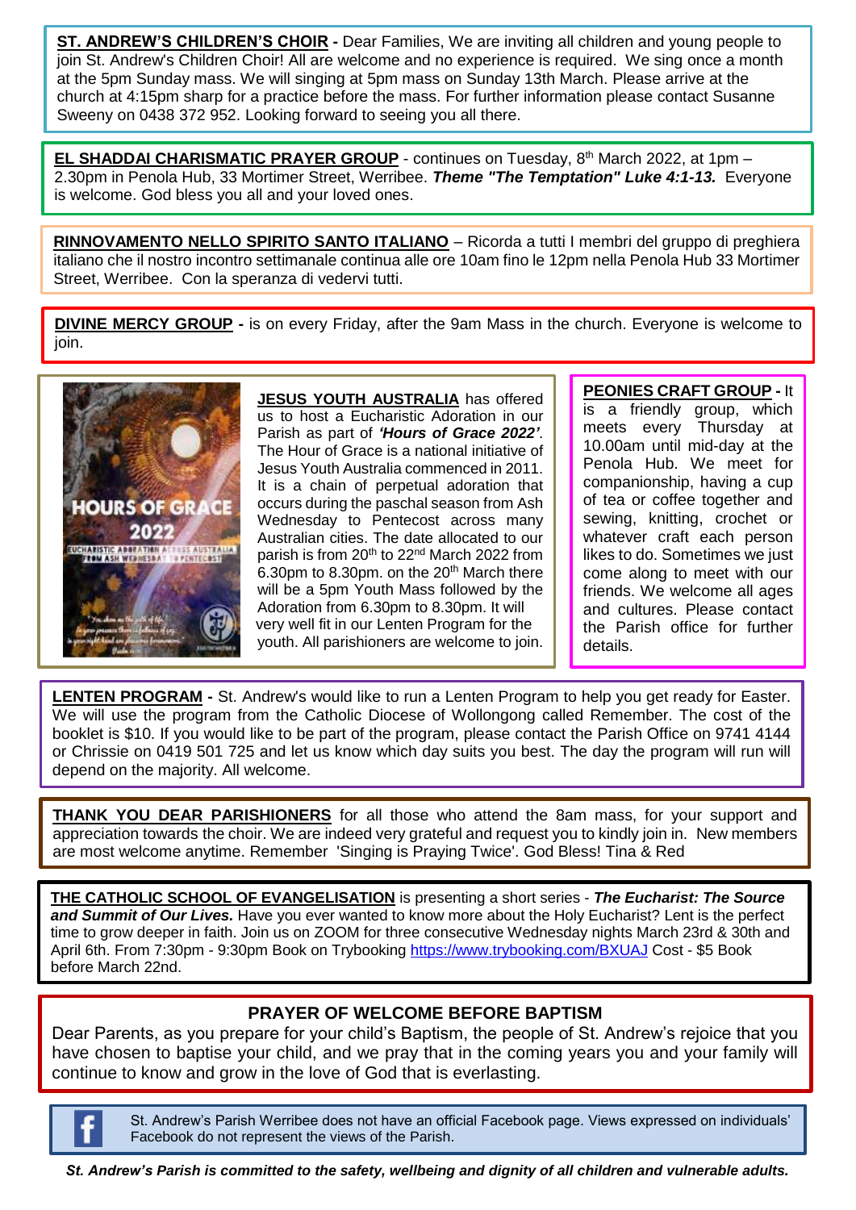**ST. ANDREW'S CHILDREN'S CHOIR -** Dear Families, We are inviting all children and young people to join St. Andrew's Children Choir! All are welcome and no experience is required. We sing once a month at the 5pm Sunday mass. We will singing at 5pm mass on Sunday 13th March. Please arrive at the church at 4:15pm sharp for a practice before the mass. For further information please contact Susanne Sweeny on 0438 372 952. Looking forward to seeing you all there.

**EL SHADDAI CHARISMATIC PRAYER GROUP** - continues on Tuesday, 8th March 2022, at 1pm – 2.30pm in Penola Hub, 33 Mortimer Street, Werribee. ***Theme "The Temptation" Luke 4:1-13.*** Everyone is welcome. God bless you all and your loved ones.

**RINNOVAMENTO NELLO SPIRITO SANTO ITALIANO** – Ricorda a tutti I membri del gruppo di preghiera italiano che il nostro incontro settimanale continua alle ore 10am fino le 12pm nella Penola Hub 33 Mortimer Street, Werribee. Con la speranza di vedervi tutti.

**DIVINE MERCY GROUP -** is on every Friday, after the 9am Mass in the church. Everyone is welcome to join.

**JESUS YOUTH AUSTRALIA** has offered us to host a Eucharistic Adoration in our Parish as part of ***'Hours of Grace 2022'***. The Hour of Grace is a national initiative of Jesus Youth Australia commenced in 2011. It is a chain of perpetual adoration that occurs during the paschal season from Ash Wednesday to Pentecost across many Australian cities. The date allocated to our parish is from 20th to 22nd March 2022 from 6.30pm to 8.30pm. on the 20th March there will be a 5pm Youth Mass followed by the Adoration from 6.30pm to 8.30pm. It will very well fit in our Lenten Program for the youth. All parishioners are welcome to join.

**PEONIES CRAFT GROUP -** It is a friendly group, which meets every Thursday at 10.00am until mid-day at the Penola Hub. We meet for companionship, having a cup of tea or coffee together and sewing, knitting, crochet or whatever craft each person likes to do. Sometimes we just come along to meet with our friends. We welcome all ages and cultures. Please contact the Parish office for further details.

**LENTEN PROGRAM -** St. Andrew's would like to run a Lenten Program to help you get ready for Easter. We will use the program from the Catholic Diocese of Wollongong called Remember. The cost of the booklet is $10. If you would like to be part of the program, please contact the Parish Office on 9741 4144 or Chrissie on 0419 501 725 and let us know which day suits you best. The day the program will run will depend on the majority. All welcome.

**THANK YOU DEAR PARISHIONERS** for all those who attend the 8am mass, for your support and appreciation towards the choir. We are indeed very grateful and request you to kindly join in. New members are most welcome anytime. Remember 'Singing is Praying Twice'. God Bless! Tina & Red

**THE CATHOLIC SCHOOL OF EVANGELISATION** is presenting a short series - ***The Eucharist: The Source and Summit of Our Lives.*** Have you ever wanted to know more about the Holy Eucharist? Lent is the perfect time to grow deeper in faith. Join us on ZOOM for three consecutive Wednesday nights March 23rd & 30th and April 6th. From 7:30pm - 9:30pm Book on Trybooking https://www.trybooking.com/BXUAJ Cost - $5 Book before March 22nd.

## PRAYER OF WELCOME BEFORE BAPTISM

Dear Parents, as you prepare for your child's Baptism, the people of St. Andrew's rejoice that you have chosen to baptise your child, and we pray that in the coming years you and your family will continue to know and grow in the love of God that is everlasting.

St. Andrew's Parish Werribee does not have an official Facebook page. Views expressed on individuals' Facebook do not represent the views of the Parish.

***St. Andrew's Parish is committed to the safety, wellbeing and dignity of all children and vulnerable adults.***